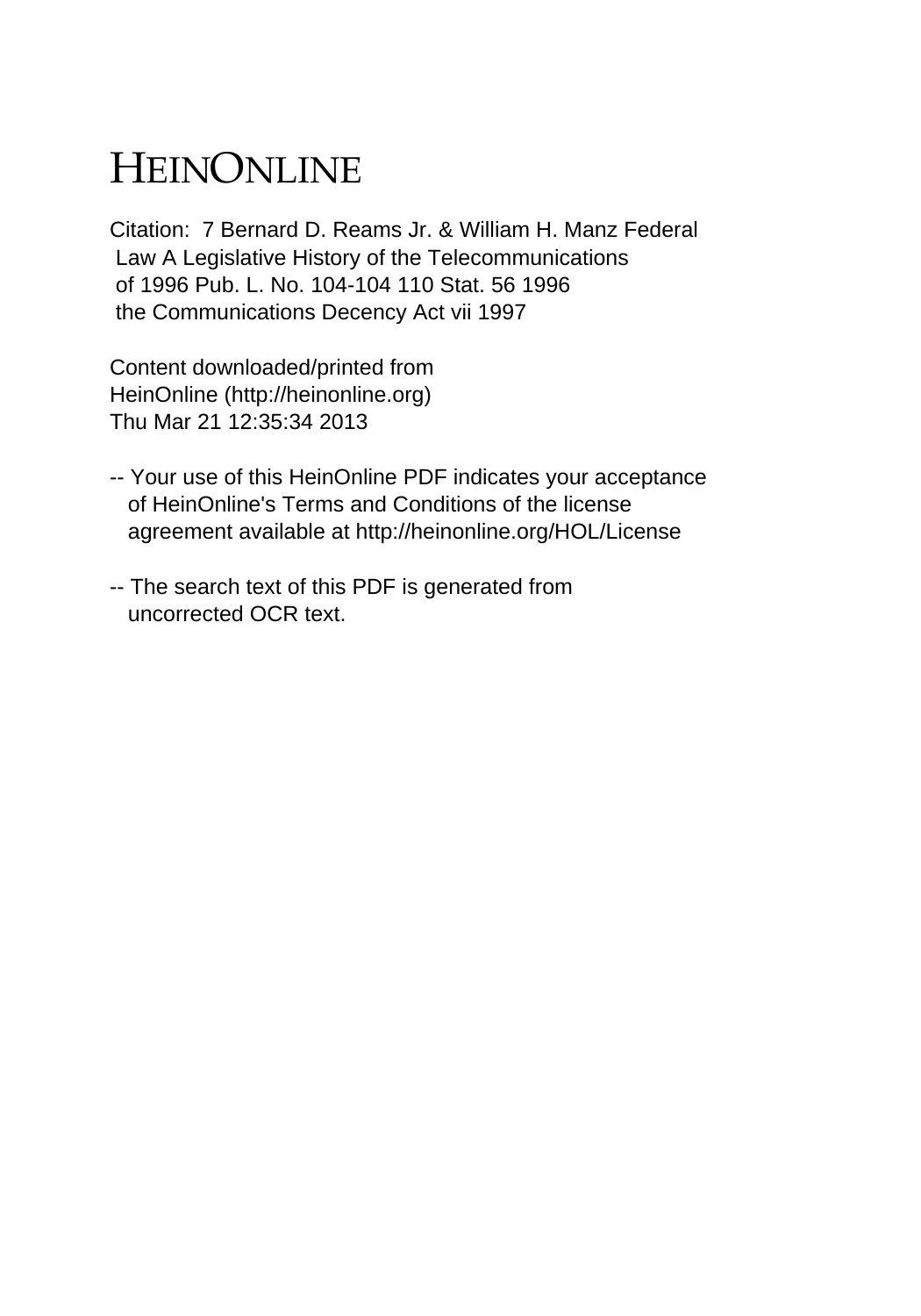# HEINONLINE

Citation: 7 Bernard D. Reams Jr. & William H. Manz Federal Law A Legislative History of the Telecommunications of 1996 Pub. L. No. 104-104 110 Stat. 56 1996 the Communications Decency Act vii 1997

Content downloaded/printed from
HeinOnline (http://heinonline.org)
Thu Mar 21 12:35:34 2013

-- Your use of this HeinOnline PDF indicates your acceptance of HeinOnline's Terms and Conditions of the license agreement available at http://heinonline.org/HOL/License

-- The search text of this PDF is generated from uncorrected OCR text.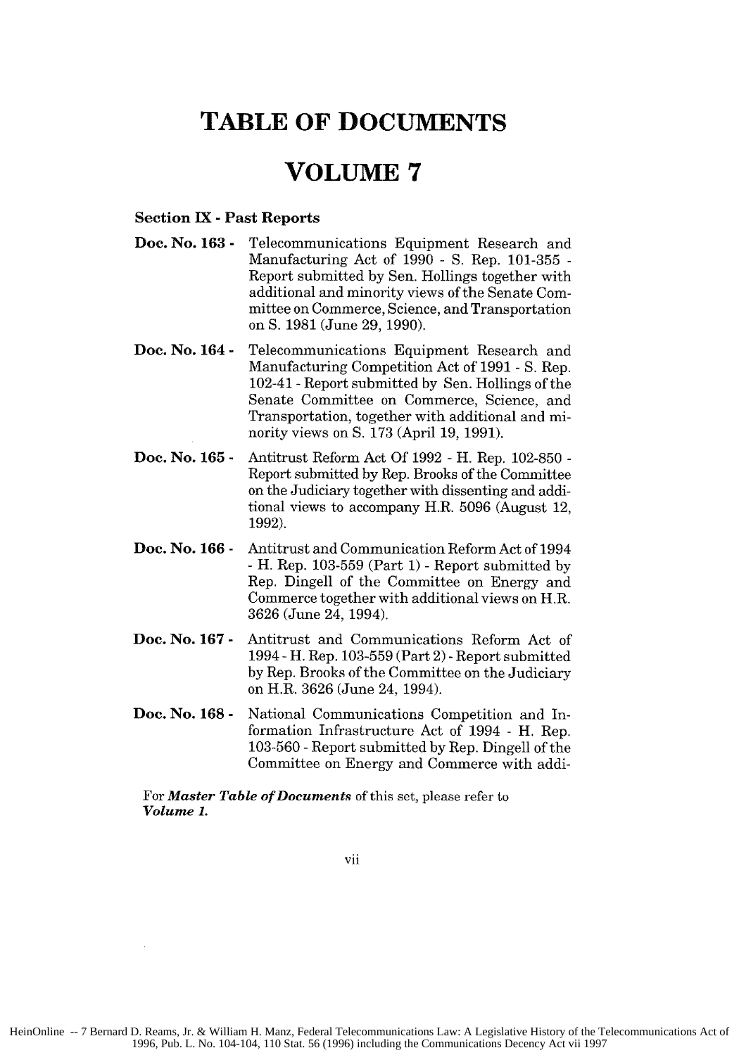# TABLE OF DOCUMENTS

# VOLUME 7

### Section IX - Past Reports

**Doc. No. 163 -** Telecommunications Equipment Research and Manufacturing Act of 1990 - S. Rep. 101-355 - Report submitted by Sen. Hollings together with additional and minority views of the Senate Committee on Commerce, Science, and Transportation on S. 1981 (June 29, 1990).

**Doc. No. 164 -** Telecommunications Equipment Research and Manufacturing Competition Act of 1991 - S. Rep. 102-41 - Report submitted by Sen. Hollings of the Senate Committee on Commerce, Science, and Transportation, together with additional and minority views on S. 173 (April 19, 1991).

**Doc. No. 165 -** Antitrust Reform Act Of 1992 - H. Rep. 102-850 - Report submitted by Rep. Brooks of the Committee on the Judiciary together with dissenting and additional views to accompany H.R. 5096 (August 12, 1992).

**Doc. No. 166 -** Antitrust and Communication Reform Act of 1994 - H. Rep. 103-559 (Part 1) - Report submitted by Rep. Dingell of the Committee on Energy and Commerce together with additional views on H.R. 3626 (June 24, 1994).

**Doc. No. 167 -** Antitrust and Communications Reform Act of 1994 - H. Rep. 103-559 (Part 2) - Report submitted by Rep. Brooks of the Committee on the Judiciary on H.R. 3626 (June 24, 1994).

**Doc. No. 168 -** National Communications Competition and Information Infrastructure Act of 1994 - H. Rep. 103-560 - Report submitted by Rep. Dingell of the Committee on Energy and Commerce with addi-

For ***Master Table of Documents*** of this set, please refer to ***Volume 1.***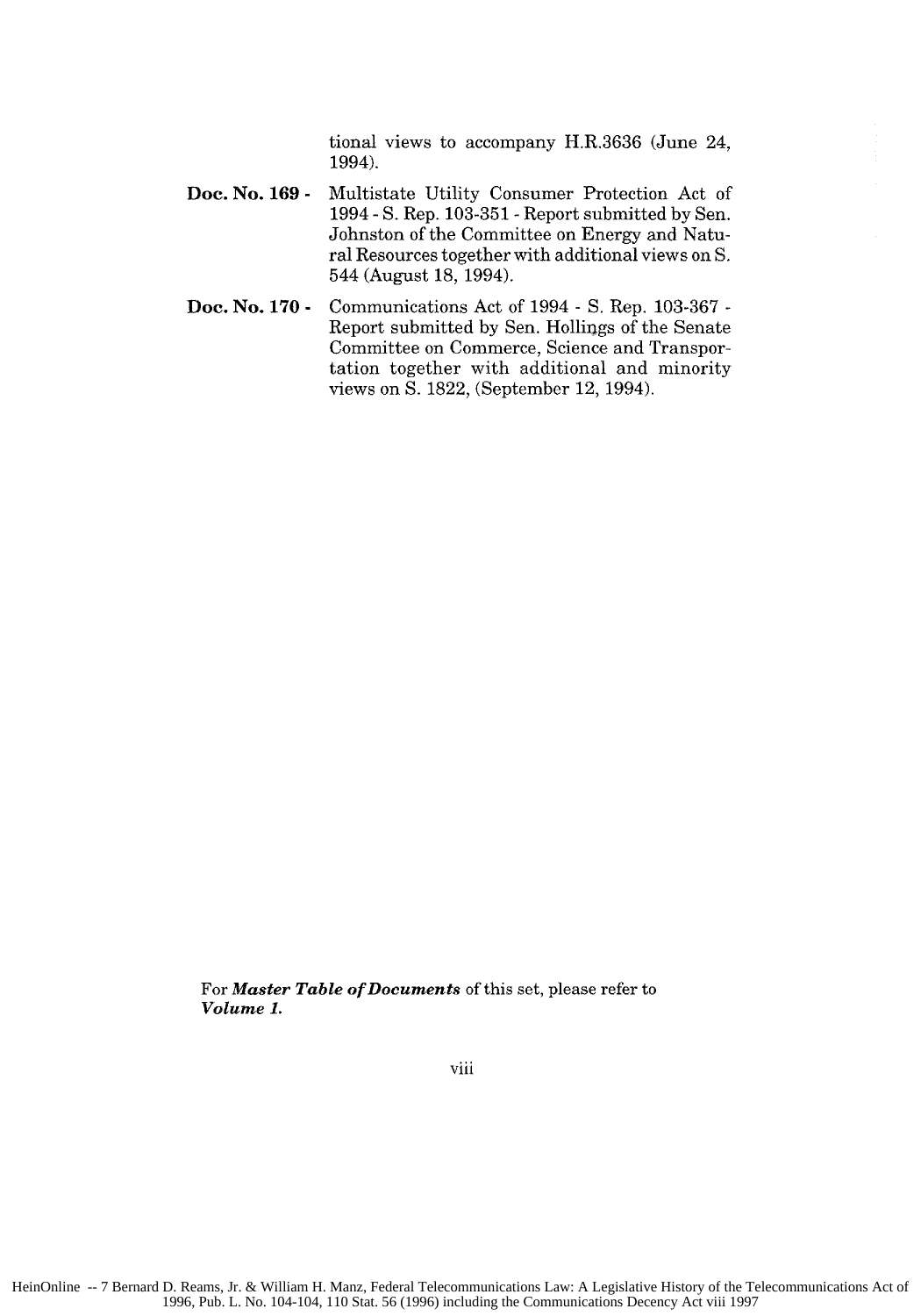tional views to accompany H.R.3636 (June 24, 1994).

**Doc. No. 169 -** Multistate Utility Consumer Protection Act of 1994 - S. Rep. 103-351 - Report submitted by Sen. Johnston of the Committee on Energy and Natural Resources together with additional views on S. 544 (August 18, 1994).

**Doc. No. 170 -** Communications Act of 1994 - S. Rep. 103-367 - Report submitted by Sen. Hollings of the Senate Committee on Commerce, Science and Transportation together with additional and minority views on S. 1822, (September 12, 1994).

For ***Master Table of Documents*** of this set, please refer to ***Volume 1.***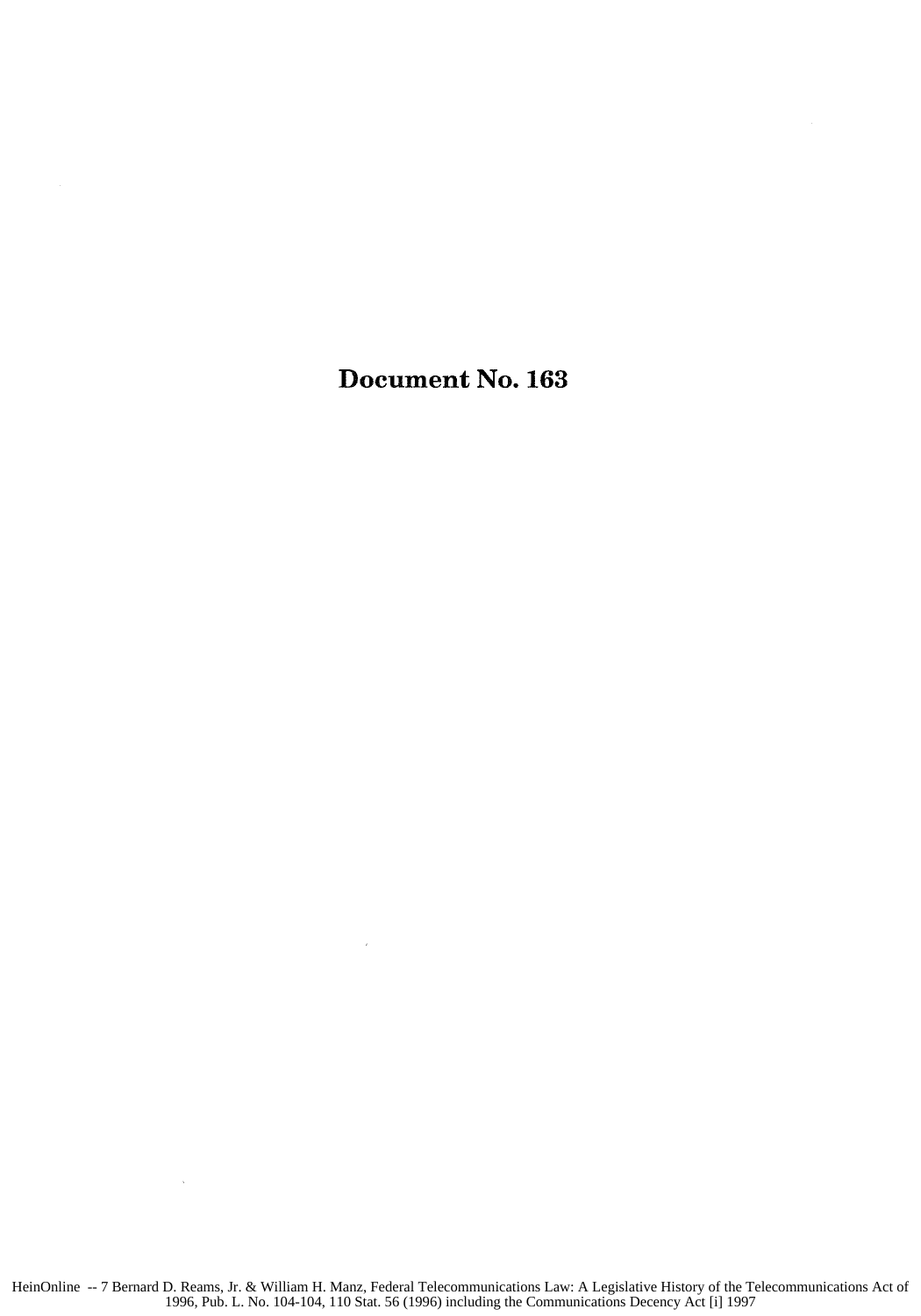# Document No. 163